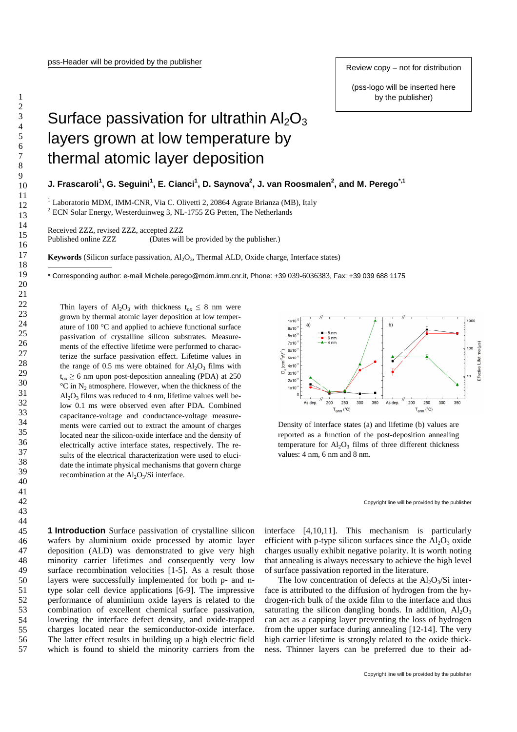Review copy – not for distribution

(pss-logo will be inserted here by the publisher)

# Surface passivation for ultrathin $Al_2O_3$ layers grown at low temperature by thermal atomic layer deposition

**J. Frascaroli[1], G. Seguini[1], E. Cianci[1], D. Saynova[2], J. van Roosmalen[2], and M. Perego[*,1]**

[1] Laboratorio MDM, IMM-CNR, Via C. Olivetti 2, 20864 Agrate Brianza (MB), Italy
[2] ECN Solar Energy, Westerduinweg 3, NL-1755 ZG Petten, The Netherlands

Received ZZZ, revised ZZZ, accepted ZZZ
Published online ZZZ (Dates will be provided by the publisher.)

**Keywords** (Silicon surface passivation, $Al_2O_3$, Thermal ALD, Oxide charge, Interface states)

\* Corresponding author: e-mail Michele.perego@mdm.imm.cnr.it, Phone: +39 039-6036383, Fax: +39 039 688 1175

Thin layers of $Al_2O_3$ with thickness $t_{ox} \leq 8$ nm were grown by thermal atomic layer deposition at low temperature of 100 °C and applied to achieve functional surface passivation of crystalline silicon substrates. Measurements of the effective lifetime were performed to characterize the surface passivation effect. Lifetime values in the range of 0.5 ms were obtained for $Al_2O_3$ films with $t_{ox} \geq 6$ nm upon post-deposition annealing (PDA) at 250 °C in $N_2$ atmosphere. However, when the thickness of the $Al_2O_3$ films was reduced to 4 nm, lifetime values well below 0.1 ms were observed even after PDA. Combined capacitance-voltage and conductance-voltage measurements were carried out to extract the amount of charges located near the silicon-oxide interface and the density of electrically active interface states, respectively. The results of the electrical characterization were used to elucidate the intimate physical mechanisms that govern charge recombination at the $Al_2O_3$/Si interface.

a)
$1\times10^{12}$
$9\times10^{11}$
$8\times10^{11}$
$7\times10^{11}$
$6\times10^{11}$
$5\times10^{11}$
$4\times10^{11}$
$3\times10^{11}$
$2\times10^{11}$
$1\times10^{11}$
0
$D_{it}$ (cm$^{-2}$eV$^{-1}$)
8 nm
6 nm
4 nm
As dep. 200 250 300 350
$T_{ann}$ (°C)

b)
1000
100
10
Effective Lifetime (μs)
As dep. 200 250 300 350
$T_{ann}$ (°C)

Density of interface states (a) and lifetime (b) values are reported as a function of the post-deposition annealing temperature for $Al_2O_3$ films of three different thickness values: 4 nm, 6 nm and 8 nm.

Copyright line will be provided by the publisher

**1 Introduction** Surface passivation of crystalline silicon wafers by aluminium oxide processed by atomic layer deposition (ALD) was demonstrated to give very high minority carrier lifetimes and consequently very low surface recombination velocities [1-5]. As a result those layers were successfully implemented for both p- and n-type solar cell device applications [6-9]. The impressive performance of aluminium oxide layers is related to the combination of excellent chemical surface passivation, lowering the interface defect density, and oxide-trapped charges located near the semiconductor-oxide interface. The latter effect results in building up a high electric field which is found to shield the minority carriers from the interface [4,10,11]. This mechanism is particularly efficient with p-type silicon surfaces since the $Al_2O_3$ oxide charges usually exhibit negative polarity. It is worth noting that annealing is always necessary to achieve the high level of surface passivation reported in the literature.

The low concentration of defects at the $Al_2O_3$/Si interface is attributed to the diffusion of hydrogen from the hydrogen-rich bulk of the oxide film to the interface and thus saturating the silicon dangling bonds. In addition, $Al_2O_3$ can act as a capping layer preventing the loss of hydrogen from the upper surface during annealing [12-14]. The very high carrier lifetime is strongly related to the oxide thickness. Thinner layers can be preferred due to their ad-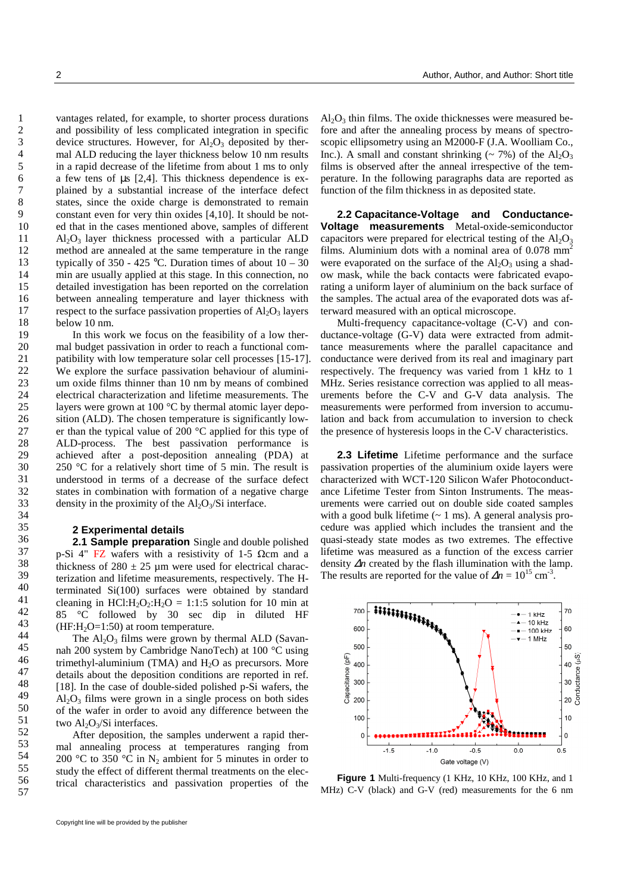vantages related, for example, to shorter process durations and possibility of less complicated integration in specific device structures. However, for $Al_2O_3$ deposited by thermal ALD reducing the layer thickness below 10 nm results in a rapid decrease of the lifetime from about 1 ms to only a few tens of µs [2,4]. This thickness dependence is explained by a substantial increase of the interface defect states, since the oxide charge is demonstrated to remain constant even for very thin oxides [4,10]. It should be noted that in the cases mentioned above, samples of different $Al_2O_3$ layer thickness processed with a particular ALD method are annealed at the same temperature in the range typically of 350 - 425 °C. Duration times of about 10 – 30 min are usually applied at this stage. In this connection, no detailed investigation has been reported on the correlation between annealing temperature and layer thickness with respect to the surface passivation properties of $Al_2O_3$ layers below 10 nm.

In this work we focus on the feasibility of a low thermal budget passivation in order to reach a functional compatibility with low temperature solar cell processes [15-17]. We explore the surface passivation behaviour of aluminium oxide films thinner than 10 nm by means of combined electrical characterization and lifetime measurements. The layers were grown at 100 °C by thermal atomic layer deposition (ALD). The chosen temperature is significantly lower than the typical value of 200 °C applied for this type of ALD-process. The best passivation performance is achieved after a post-deposition annealing (PDA) at 250 °C for a relatively short time of 5 min. The result is understood in terms of a decrease of the surface defect states in combination with formation of a negative charge density in the proximity of the $Al_2O_3$/Si interface.

## 2 Experimental details

**2.1 Sample preparation** Single and double polished p-Si 4" FZ wafers with a resistivity of 1-5 Ωcm and a thickness of 280 ± 25 µm were used for electrical characterization and lifetime measurements, respectively. The H-terminated Si(100) surfaces were obtained by standard cleaning in $HCl:H_2O_2:H_2O$ = 1:1:5 solution for 10 min at 85 °C followed by 30 sec dip in diluted HF ($HF:H_2O$=1:50) at room temperature.

The $Al_2O_3$ films were grown by thermal ALD (Savannah 200 system by Cambridge NanoTech) at 100 °C using trimethyl-aluminium (TMA) and $H_2O$ as precursors. More details about the deposition conditions are reported in ref. [18]. In the case of double-sided polished p-Si wafers, the $Al_2O_3$ films were grown in a single process on both sides of the wafer in order to avoid any difference between the two $Al_2O_3$/Si interfaces.

After deposition, the samples underwent a rapid thermal annealing process at temperatures ranging from 200 °C to 350 °C in $N_2$ ambient for 5 minutes in order to study the effect of different thermal treatments on the electrical characteristics and passivation properties of the $Al_2O_3$ thin films. The oxide thicknesses were measured before and after the annealing process by means of spectroscopic ellipsometry using an M2000-F (J.A. Woolliam Co., Inc.). A small and constant shrinking (~ 7%) of the $Al_2O_3$ films is observed after the anneal irrespective of the temperature. In the following paragraphs data are reported as function of the film thickness in as deposited state.

**2.2 Capacitance-Voltage and Conductance-Voltage measurements** Metal-oxide-semiconductor capacitors were prepared for electrical testing of the $Al_2O_3$ films. Aluminium dots with a nominal area of 0.078 mm$^2$ were evaporated on the surface of the $Al_2O_3$ using a shadow mask, while the back contacts were fabricated evaporating a uniform layer of aluminium on the back surface of the samples. The actual area of the evaporated dots was afterward measured with an optical microscope.

Multi-frequency capacitance-voltage (C-V) and conductance-voltage (G-V) data were extracted from admittance measurements where the parallel capacitance and conductance were derived from its real and imaginary part respectively. The frequency was varied from 1 kHz to 1 MHz. Series resistance correction was applied to all measurements before the C-V and G-V data analysis. The measurements were performed from inversion to accumulation and back from accumulation to inversion to check the presence of hysteresis loops in the C-V characteristics.

**2.3 Lifetime** Lifetime performance and the surface passivation properties of the aluminium oxide layers were characterized with WCT-120 Silicon Wafer Photoconductance Lifetime Tester from Sinton Instruments. The measurements were carried out on double side coated samples with a good bulk lifetime (~ 1 ms). A general analysis procedure was applied which includes the transient and the quasi-steady state modes as two extremes. The effective lifetime was measured as a function of the excess carrier density $\Delta n$ created by the flash illumination with the lamp. The results are reported for the value of $\Delta n = 10^{15}$ cm$^{-3}$.

Capacitance (pF)
700
600
500
400
300
200
100
0
-1.5
-1.0
-0.5
0.0
0.5
Gate voltage (V)
Conductance (µS)
70
60
50
40
30
20
10
0
1 kHz
10 kHz
100 kHz
1 MHz

**Figure 1** Multi-frequency (1 KHz, 10 KHz, 100 KHz, and 1 MHz) C-V (black) and G-V (red) measurements for the 6 nm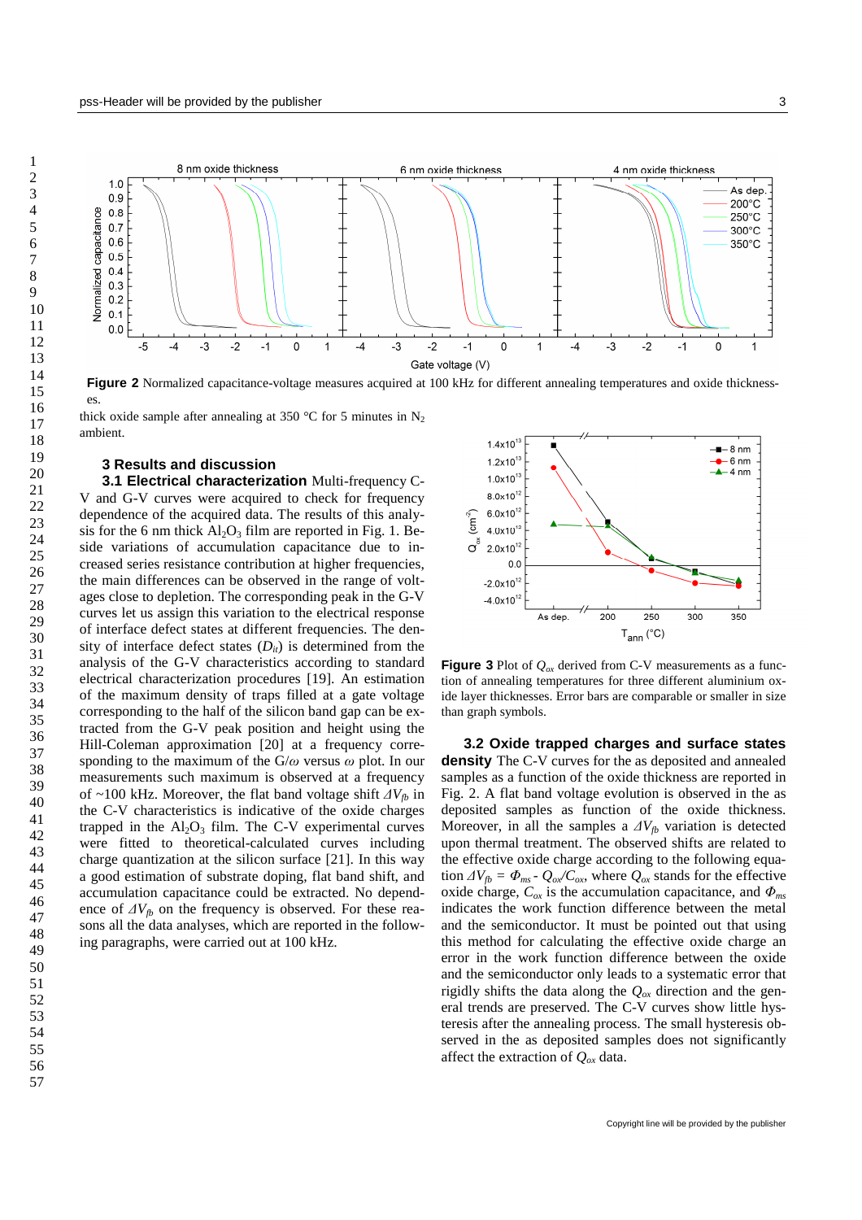8 nm oxide thickness

6 nm oxide thickness

4 nm oxide thickness

Normalized capacitance

1.0
0.9
0.8
0.7
0.6
0.5
0.4
0.3
0.2
0.1
0.0

-5 -4 -3 -2 -1 0 1

-4 -3 -2 -1 0 1

-4 -3 -2 -1 0 1

Gate voltage (V)

As dep.
200°C
250°C
300°C
350°C

**Figure 2** Normalized capacitance-voltage measures acquired at 100 kHz for different annealing temperatures and oxide thicknesses.

thick oxide sample after annealing at 350 °C for 5 minutes in $N_2$ ambient.

## 3 Results and discussion

**3.1 Electrical characterization** Multi-frequency C-V and G-V curves were acquired to check for frequency dependence of the acquired data. The results of this analysis for the 6 nm thick $Al_2O_3$ film are reported in Fig. 1. Beside variations of accumulation capacitance due to increased series resistance contribution at higher frequencies, the main differences can be observed in the range of voltages close to depletion. The corresponding peak in the G-V curves let us assign this variation to the electrical response of interface defect states at different frequencies. The density of interface defect states ($D_{it}$) is determined from the analysis of the G-V characteristics according to standard electrical characterization procedures [19]. An estimation of the maximum density of traps filled at a gate voltage corresponding to the half of the silicon band gap can be extracted from the G-V peak position and height using the Hill-Coleman approximation [20] at a frequency corresponding to the maximum of the G/$\omega$ versus $\omega$ plot. In our measurements such maximum is observed at a frequency of ~100 kHz. Moreover, the flat band voltage shift $\Delta V_{fb}$ in the C-V characteristics is indicative of the oxide charges trapped in the $Al_2O_3$ film. The C-V experimental curves were fitted to theoretical-calculated curves including charge quantization at the silicon surface [21]. In this way a good estimation of substrate doping, flat band shift, and accumulation capacitance could be extracted. No dependence of $\Delta V_{fb}$ on the frequency is observed. For these reasons all the data analyses, which are reported in the following paragraphs, were carried out at 100 kHz.

1.4x10^13
1.2x10^13
1.0x10^13
8.0x10^12
6.0x10^12
4.0x10^12
2.0x10^12
0.0
-2.0x10^12
-4.0x10^12

$Q_{ox}$ (cm$^{-2}$)

As dep. 200 250 300 350

$T_{ann}$ (°C)

8 nm
6 nm
4 nm

**Figure 3** Plot of $Q_{ox}$ derived from C-V measurements as a function of annealing temperatures for three different aluminium oxide layer thicknesses. Error bars are comparable or smaller in size than graph symbols.

**3.2 Oxide trapped charges and surface states density** The C-V curves for the as deposited and annealed samples as a function of the oxide thickness are reported in Fig. 2. A flat band voltage evolution is observed in the as deposited samples as function of the oxide thickness. Moreover, in all the samples a $\Delta V_{fb}$ variation is detected upon thermal treatment. The observed shifts are related to the effective oxide charge according to the following equation $\Delta V_{fb} = \Phi_{ms} - Q_{ox}/C_{ox}$, where $Q_{ox}$ stands for the effective oxide charge, $C_{ox}$ is the accumulation capacitance, and $\Phi_{ms}$ indicates the work function difference between the metal and the semiconductor. It must be pointed out that using this method for calculating the effective oxide charge an error in the work function difference between the oxide and the semiconductor only leads to a systematic error that rigidly shifts the data along the $Q_{ox}$ direction and the general trends are preserved. The C-V curves show little hysteresis after the annealing process. The small hysteresis observed in the as deposited samples does not significantly affect the extraction of $Q_{ox}$ data.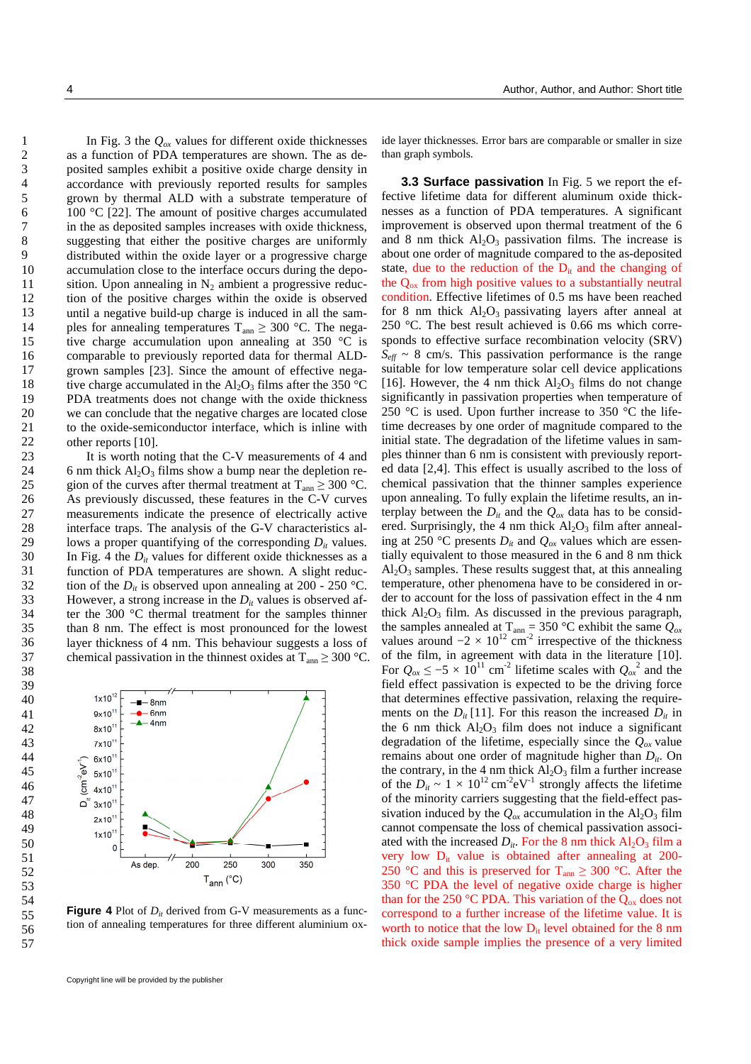In Fig. 3 the $Q_{ox}$ values for different oxide thicknesses as a function of PDA temperatures are shown. The as deposited samples exhibit a positive oxide charge density in accordance with previously reported results for samples grown by thermal ALD with a substrate temperature of 100 °C [22]. The amount of positive charges accumulated in the as deposited samples increases with oxide thickness, suggesting that either the positive charges are uniformly distributed within the oxide layer or a progressive charge accumulation close to the interface occurs during the deposition. Upon annealing in $N_2$ ambient a progressive reduction of the positive charges within the oxide is observed until a negative build-up charge is induced in all the samples for annealing temperatures $T_{ann} \geq 300$ °C. The negative charge accumulation upon annealing at 350 °C is comparable to previously reported data for thermal ALD-grown samples [23]. Since the amount of effective negative charge accumulated in the $Al_2O_3$ films after the 350 °C PDA treatments does not change with the oxide thickness we can conclude that the negative charges are located close to the oxide-semiconductor interface, which is inline with other reports [10].

It is worth noting that the C-V measurements of 4 and 6 nm thick $Al_2O_3$ films show a bump near the depletion region of the curves after thermal treatment at $T_{ann} \geq 300$ °C. As previously discussed, these features in the C-V curves measurements indicate the presence of electrically active interface traps. The analysis of the G-V characteristics allows a proper quantifying of the corresponding $D_{it}$ values. In Fig. 4 the $D_{it}$ values for different oxide thicknesses as a function of PDA temperatures are shown. A slight reduction of the $D_{it}$ is observed upon annealing at 200 - 250 °C. However, a strong increase in the $D_{it}$ values is observed after the 300 °C thermal treatment for the samples thinner than 8 nm. The effect is most pronounced for the lowest layer thickness of 4 nm. This behaviour suggests a loss of chemical passivation in the thinnest oxides at $T_{ann} \geq 300$ °C.

1x10¹²
9x10¹¹
8x10¹¹
7x10¹¹
6x10¹¹
5x10¹¹
4x10¹¹
3x10¹¹
2x10¹¹
1x10¹¹
0
D$_{it}$ (cm$^{-2}$eV$^{-1}$)
8nm
6nm
4nm
As dep.
200
250
300
350
T$_{ann}$ (°C)

**Figure 4** Plot of $D_{it}$ derived from G-V measurements as a function of annealing temperatures for three different aluminium oxide layer thicknesses. Error bars are comparable or smaller in size than graph symbols.

**3.3 Surface passivation** In Fig. 5 we report the effective lifetime data for different aluminum oxide thicknesses as a function of PDA temperatures. A significant improvement is observed upon thermal treatment of the 6 and 8 nm thick $Al_2O_3$ passivation films. The increase is about one order of magnitude compared to the as-deposited state, due to the reduction of the $D_{it}$ and the changing of the $Q_{ox}$ from high positive values to a substantially neutral condition. Effective lifetimes of 0.5 ms have been reached for 8 nm thick $Al_2O_3$ passivating layers after anneal at 250 °C. The best result achieved is 0.66 ms which corresponds to effective surface recombination velocity (SRV) $S_{eff} \sim 8$ cm/s. This passivation performance is the range suitable for low temperature solar cell device applications [16]. However, the 4 nm thick $Al_2O_3$ films do not change significantly in passivation properties when temperature of 250 °C is used. Upon further increase to 350 °C the lifetime decreases by one order of magnitude compared to the initial state. The degradation of the lifetime values in samples thinner than 6 nm is consistent with previously reported data [2,4]. This effect is usually ascribed to the loss of chemical passivation that the thinner samples experience upon annealing. To fully explain the lifetime results, an interplay between the $D_{it}$ and the $Q_{ox}$ data has to be considered. Surprisingly, the 4 nm thick $Al_2O_3$ film after annealing at 250 °C presents $D_{it}$ and $Q_{ox}$ values which are essentially equivalent to those measured in the 6 and 8 nm thick $Al_2O_3$ samples. These results suggest that, at this annealing temperature, other phenomena have to be considered in order to account for the loss of passivation effect in the 4 nm thick $Al_2O_3$ film. As discussed in the previous paragraph, the samples annealed at $T_{ann} = 350$ °C exhibit the same $Q_{ox}$ values around $-2 \times 10^{12}$ cm$^{-2}$ irrespective of the thickness of the film, in agreement with data in the literature [10]. For $Q_{ox} \leq -5 \times 10^{11}$ cm$^{-2}$ lifetime scales with $Q_{ox}^2$ and the field effect passivation is expected to be the driving force that determines effective passivation, relaxing the requirements on the $D_{it}$ [11]. For this reason the increased $D_{it}$ in the 6 nm thick $Al_2O_3$ film does not induce a significant degradation of the lifetime, especially since the $Q_{ox}$ value remains about one order of magnitude higher than $D_{it}$. On the contrary, in the 4 nm thick $Al_2O_3$ film a further increase of the $D_{it} \sim 1 \times 10^{12}$ cm$^{-2}$eV$^{-1}$ strongly affects the lifetime of the minority carriers suggesting that the field-effect passivation induced by the $Q_{ox}$ accumulation in the $Al_2O_3$ film cannot compensate the loss of chemical passivation associated with the increased $D_{it}$. For the 8 nm thick $Al_2O_3$ film a very low $D_{it}$ value is obtained after annealing at 200-250 °C and this is preserved for $T_{ann} \geq 300$ °C. After the 350 °C PDA the level of negative oxide charge is higher than for the 250 °C PDA. This variation of the $Q_{ox}$ does not correspond to a further increase of the lifetime value. It is worth to notice that the low $D_{it}$ level obtained for the 8 nm thick oxide sample implies the presence of a very limited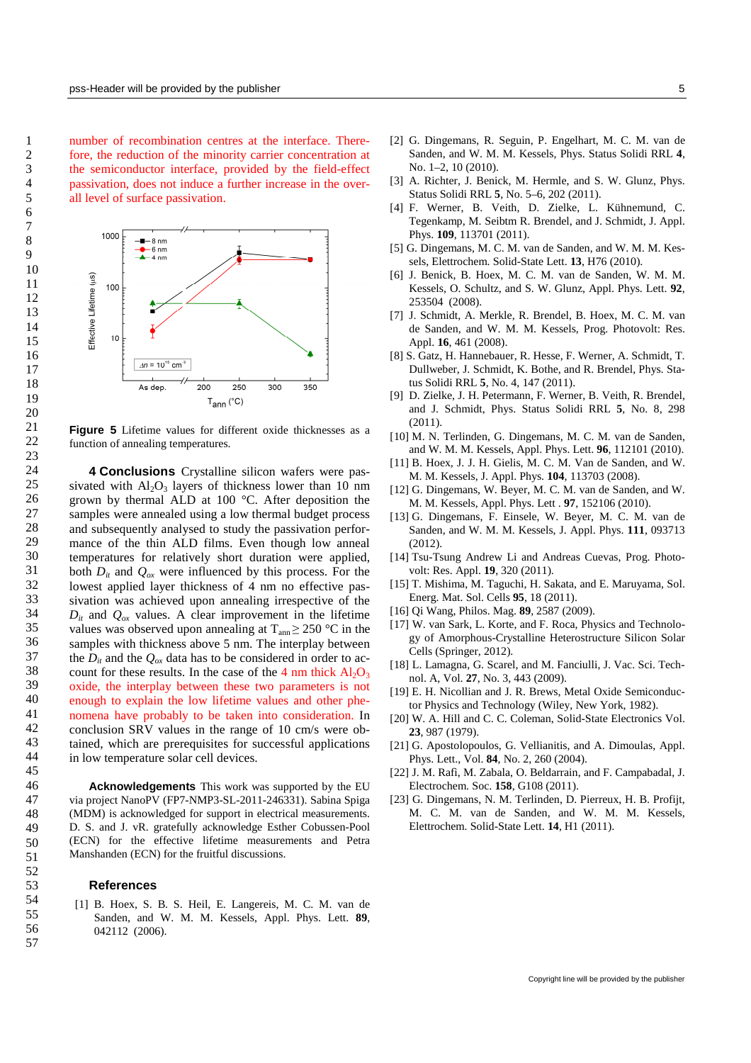number of recombination centres at the interface. Therefore, the reduction of the minority carrier concentration at the semiconductor interface, provided by the field-effect passivation, does not induce a further increase in the overall level of surface passivation.

1000
100
10
8 nm
6 nm
4 nm
Effective Lifetime (μs)
Δn = $10^{15}$ cm$^{-3}$
As dep.
200
250
300
350
$T_{ann}$ (°C)

**Figure 5** Lifetime values for different oxide thicknesses as a function of annealing temperatures.

## 4 Conclusions

Crystalline silicon wafers were passivated with $Al_2O_3$ layers of thickness lower than 10 nm grown by thermal ALD at 100 °C. After deposition the samples were annealed using a low thermal budget process and subsequently analysed to study the passivation performance of the thin ALD films. Even though low anneal temperatures for relatively short duration were applied, both $D_{it}$ and $Q_{ox}$ were influenced by this process. For the lowest applied layer thickness of 4 nm no effective passivation was achieved upon annealing irrespective of the $D_{it}$ and $Q_{ox}$ values. A clear improvement in the lifetime values was observed upon annealing at $T_{ann} \geq 250$ °C in the samples with thickness above 5 nm. The interplay between the $D_{it}$ and the $Q_{ox}$ data has to be considered in order to account for these results. In the case of the 4 nm thick $Al_2O_3$ oxide, the interplay between these two parameters is not enough to explain the low lifetime values and other phenomena have probably to be taken into consideration. In conclusion SRV values in the range of 10 cm/s were obtained, which are prerequisites for successful applications in low temperature solar cell devices.

**Acknowledgements** This work was supported by the EU via project NanoPV (FP7-NMP3-SL-2011-246331). Sabina Spiga (MDM) is acknowledged for support in electrical measurements. D. S. and J. vR. gratefully acknowledge Esther Cobussen-Pool (ECN) for the effective lifetime measurements and Petra Manshanden (ECN) for the fruitful discussions.

## References

[1] B. Hoex, S. B. S. Heil, E. Langereis, M. C. M. van de Sanden, and W. M. M. Kessels, Appl. Phys. Lett. **89**, 042112 (2006).

[2] G. Dingemans, R. Seguin, P. Engelhart, M. C. M. van de Sanden, and W. M. M. Kessels, Phys. Status Solidi RRL **4**, No. 1–2, 10 (2010).

[3] A. Richter, J. Benick, M. Hermle, and S. W. Glunz, Phys. Status Solidi RRL **5**, No. 5–6, 202 (2011).

[4] F. Werner, B. Veith, D. Zielke, L. Kühnemund, C. Tegenkamp, M. Seibtm R. Brendel, and J. Schmidt, J. Appl. Phys. **109**, 113701 (2011).

[5] G. Dingemans, M. C. M. van de Sanden, and W. M. M. Kessels, Elettrochem. Solid-State Lett. **13**, H76 (2010).

[6] J. Benick, B. Hoex, M. C. M. van de Sanden, W. M. M. Kessels, O. Schultz, and S. W. Glunz, Appl. Phys. Lett. **92**, 253504 (2008).

[7] J. Schmidt, A. Merkle, R. Brendel, B. Hoex, M. C. M. van de Sanden, and W. M. M. Kessels, Prog. Photovolt: Res. Appl. **16**, 461 (2008).

[8] S. Gatz, H. Hannebauer, R. Hesse, F. Werner, A. Schmidt, T. Dullweber, J. Schmidt, K. Bothe, and R. Brendel, Phys. Status Solidi RRL **5**, No. 4, 147 (2011).

[9] D. Zielke, J. H. Petermann, F. Werner, B. Veith, R. Brendel, and J. Schmidt, Phys. Status Solidi RRL **5**, No. 8, 298 (2011).

[10] M. N. Terlinden, G. Dingemans, M. C. M. van de Sanden, and W. M. M. Kessels, Appl. Phys. Lett. **96**, 112101 (2010).

[11] B. Hoex, J. J. H. Gielis, M. C. M. Van de Sanden, and W. M. M. Kessels, J. Appl. Phys. **104**, 113703 (2008).

[12] G. Dingemans, W. Beyer, M. C. M. van de Sanden, and W. M. M. Kessels, Appl. Phys. Lett . **97**, 152106 (2010).

[13] G. Dingemans, F. Einsele, W. Beyer, M. C. M. van de Sanden, and W. M. M. Kessels, J. Appl. Phys. **111**, 093713 (2012).

[14] Tsu-Tsung Andrew Li and Andreas Cuevas, Prog. Photovolt: Res. Appl. **19**, 320 (2011).

[15] T. Mishima, M. Taguchi, H. Sakata, and E. Maruyama, Sol. Energ. Mat. Sol. Cells **95**, 18 (2011).

[16] Qi Wang, Philos. Mag. **89**, 2587 (2009).

[17] W. van Sark, L. Korte, and F. Roca, Physics and Technology of Amorphous-Crystalline Heterostructure Silicon Solar Cells (Springer, 2012).

[18] L. Lamagna, G. Scarel, and M. Fanciulli, J. Vac. Sci. Technol. A, Vol. **27**, No. 3, 443 (2009).

[19] E. H. Nicollian and J. R. Brews, Metal Oxide Semiconductor Physics and Technology (Wiley, New York, 1982).

[20] W. A. Hill and C. C. Coleman, Solid-State Electronics Vol. **23**, 987 (1979).

[21] G. Apostolopoulos, G. Vellianitis, and A. Dimoulas, Appl. Phys. Lett., Vol. **84**, No. 2, 260 (2004).

[22] J. M. Rafi, M. Zabala, O. Beldarrain, and F. Campabadal, J. Electrochem. Soc. **158**, G108 (2011).

[23] G. Dingemans, N. M. Terlinden, D. Pierreux, H. B. Profijt, M. C. M. van de Sanden, and W. M. M. Kessels, Elettrochem. Solid-State Lett. **14**, H1 (2011).